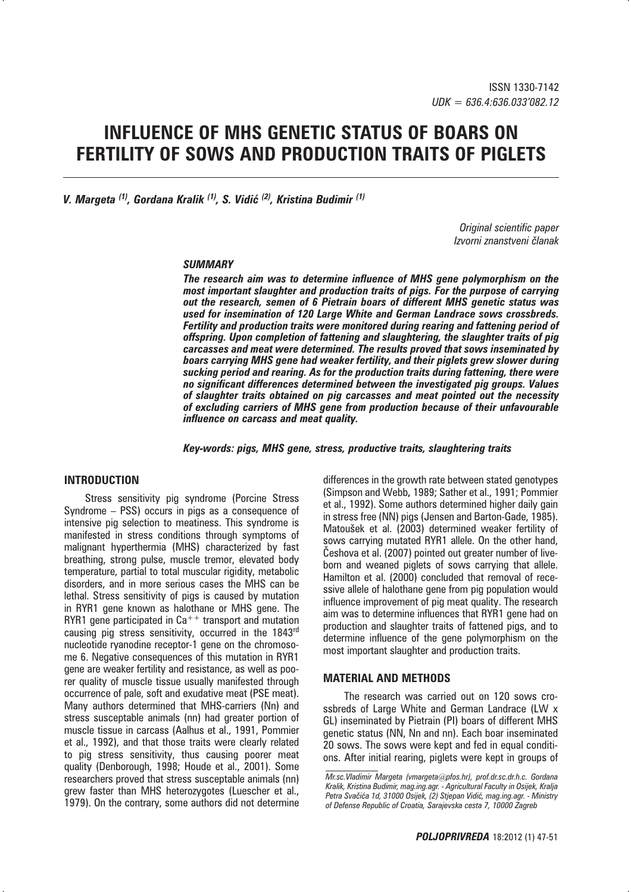ISSN 1330-7142
*UDK = 636.4:636.033'082.12*

# INFLUENCE OF MHS GENETIC STATUS OF BOARS ON FERTILITY OF SOWS AND PRODUCTION TRAITS OF PIGLETS

***V. Margeta [(1)], Gordana Kralik [(1)], S. Vidić [(2)], Kristina Budimir [(1)]***

*Original scientific paper*
*Izvorni znanstveni članak*

## *SUMMARY*

***The research aim was to determine influence of MHS gene polymorphism on the most important slaughter and production traits of pigs. For the purpose of carrying out the research, semen of 6 Pietrain boars of different MHS genetic status was used for insemination of 120 Large White and German Landrace sows crossbreds. Fertility and production traits were monitored during rearing and fattening period of offspring. Upon completion of fattening and slaughtering, the slaughter traits of pig carcasses and meat were determined. The results proved that sows inseminated by boars carrying MHS gene had weaker fertility, and their piglets grew slower during sucking period and rearing. As for the production traits during fattening, there were no significant differences determined between the investigated pig groups. Values of slaughter traits obtained on pig carcasses and meat pointed out the necessity of excluding carriers of MHS gene from production because of their unfavourable influence on carcass and meat quality.***

***Key-words: pigs, MHS gene, stress, productive traits, slaughtering traits***

## INTRODUCTION

Stress sensitivity pig syndrome (Porcine Stress Syndrome – PSS) occurs in pigs as a consequence of intensive pig selection to meatiness. This syndrome is manifested in stress conditions through symptoms of malignant hyperthermia (MHS) characterized by fast breathing, strong pulse, muscle tremor, elevated body temperature, partial to total muscular rigidity, metabolic disorders, and in more serious cases the MHS can be lethal. Stress sensitivity of pigs is caused by mutation in RYR1 gene known as halothane or MHS gene. The RYR1 gene participated in $Ca^{++}$ transport and mutation causing pig stress sensitivity, occurred in the 1843[rd] nucleotide ryanodine receptor-1 gene on the chromosome 6. Negative consequences of this mutation in RYR1 gene are weaker fertility and resistance, as well as poorer quality of muscle tissue usually manifested through occurrence of pale, soft and exudative meat (PSE meat). Many authors determined that MHS-carriers (Nn) and stress susceptable animals (nn) had greater portion of muscle tissue in carcass (Aalhus et al., 1991, Pommier et al., 1992), and that those traits were clearly related to pig stress sensitivity, thus causing poorer meat quality (Denborough, 1998; Houde et al., 2001). Some researchers proved that stress susceptable animals (nn) grew faster than MHS heterozygotes (Luescher et al., 1979). On the contrary, some authors did not determine differences in the growth rate between stated genotypes (Simpson and Webb, 1989; Sather et al., 1991; Pommier et al., 1992). Some authors determined higher daily gain in stress free (NN) pigs (Jensen and Barton-Gade, 1985). Matoušek et al. (2003) determined weaker fertility of sows carrying mutated RYR1 allele. On the other hand, Češhova et al. (2007) pointed out greater number of liveborn and weaned piglets of sows carrying that allele. Hamilton et al. (2000) concluded that removal of recessive allele of halothane gene from pig population would influence improvement of pig meat quality. The research aim was to determine influences that RYR1 gene had on production and slaughter traits of fattened pigs, and to determine influence of the gene polymorphism on the most important slaughter and production traits.

## MATERIAL AND METHODS

The research was carried out on 120 sows crossbreds of Large White and German Landrace (LW x GL) inseminated by Pietrain (PI) boars of different MHS genetic status (NN, Nn and nn). Each boar inseminated 20 sows. The sows were kept and fed in equal conditions. After initial rearing, piglets were kept in groups of

*Mr.sc.Vladimir Margeta (vmargeta@pfos.hr), prof.dr.sc.dr.h.c. Gordana Kralik, Kristina Budimir, mag.ing.agr. - Agricultural Faculty in Osijek, Kralja Petra Svačića 1d, 31000 Osijek, (2) Stjepan Vidić, mag.ing.agr. - Ministry of Defense Republic of Croatia, Sarajevska cesta 7, 10000 Zagreb*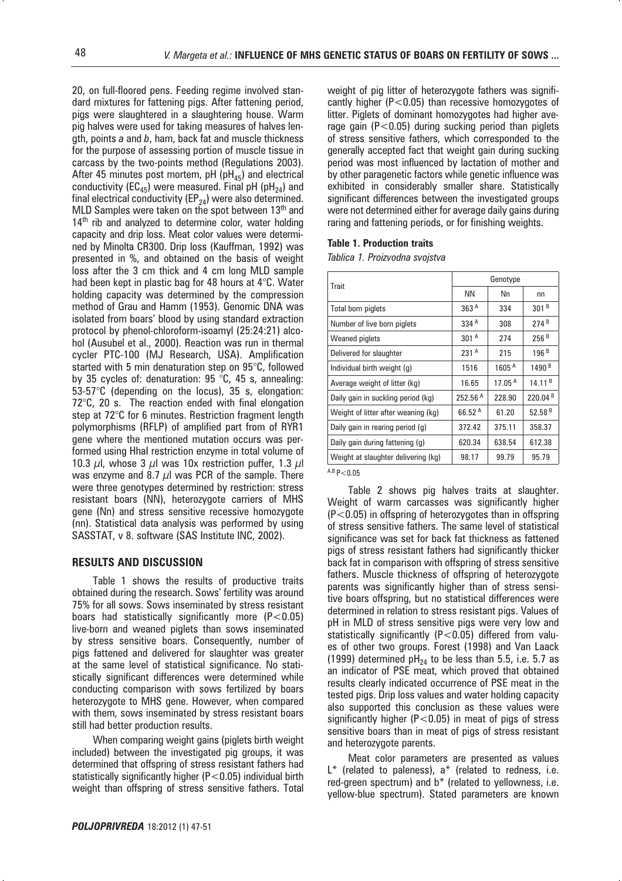20, on full-floored pens. Feeding regime involved standard mixtures for fattening pigs. After fattening period, pigs were slaughtered in a slaughtering house. Warm pig halves were used for taking measures of halves length, points *a* and *b*, ham, back fat and muscle thickness for the purpose of assessing portion of muscle tissue in carcass by the two-points method (Regulations 2003). After 45 minutes post mortem, pH ($pH_{45}$) and electrical conductivity ($EC_{45}$) were measured. Final pH ($pH_{24}$) and final electrical conductivity ($EP_{24}$) were also determined. MLD Samples were taken on the spot between 13[th] and 14[th] rib and analyzed to determine color, water holding capacity and drip loss. Meat color values were determined by Minolta CR300. Drip loss (Kauffman, 1992) was presented in %, and obtained on the basis of weight loss after the 3 cm thick and 4 cm long MLD sample had been kept in plastic bag for 48 hours at 4°C. Water holding capacity was determined by the compression method of Grau and Hamm (1953). Genomic DNA was isolated from boars' blood by using standard extraction protocol by phenol-chloroform-isoamyl (25:24:21) alcohol (Ausubel et al., 2000). Reaction was run in thermal cycler PTC-100 (MJ Research, USA). Amplification started with 5 min denaturation step on 95°C, followed by 35 cycles of: denaturation: 95 °C, 45 s, annealing: 53-57°C (depending on the locus), 35 s, elongation: 72°C, 20 s. The reaction ended with final elongation step at 72°C for 6 minutes. Restriction fragment length polymorphisms (RFLP) of amplified part from of RYR1 gene where the mentioned mutation occurs was performed using HhaI restriction enzyme in total volume of 10.3 μl, whose 3 μl was 10x restriction puffer, 1.3 μl was enzyme and 8.7 μl was PCR of the sample. There were three genotypes determined by restriction: stress resistant boars (NN), heterozygote carriers of MHS gene (Nn) and stress sensitive recessive homozygote (nn). Statistical data analysis was performed by using SASSTAT, v 8. software (SAS Institute INC, 2002).

## RESULTS AND DISCUSSION

Table 1 shows the results of productive traits obtained during the research. Sows' fertility was around 75% for all sows. Sows inseminated by stress resistant boars had statistically significantly more ($P<0.05$) live-born and weaned piglets than sows inseminated by stress sensitive boars. Consequently, number of pigs fattened and delivered for slaughter was greater at the same level of statistical significance. No statistically significant differences were determined while conducting comparison with sows fertilized by boars heterozygote to MHS gene. However, when compared with them, sows inseminated by stress resistant boars still had better production results.

When comparing weight gains (piglets birth weight included) between the investigated pig groups, it was determined that offspring of stress resistant fathers had statistically significantly higher ($P<0.05$) individual birth weight than offspring of stress sensitive fathers. Total weight of pig litter of heterozygote fathers was significantly higher ($P<0.05$) than recessive homozygotes of litter. Piglets of dominant homozygotes had higher average gain ($P<0.05$) during sucking period than piglets of stress sensitive fathers, which corresponded to the generally accepted fact that weight gain during sucking period was most influenced by lactation of mother and by other paragenetic factors while genetic influence was exhibited in considerably smaller share. Statistically significant differences between the investigated groups were not determined either for average daily gains during raring and fattening periods, or for finishing weights.

**Table 1. Production traits**

*Tablica 1. Proizvodna svojstva*

| Trait | Genotype | | |
|---|---|---|---|
| | NN | Nn | nn |
| Total born piglets | 363 [A] | 334 | 301 [B] |
| Number of live born piglets | 334 [A] | 308 | 274 [B] |
| Weaned piglets | 301 [A] | 274 | 256 [B] |
| Delivered for slaughter | 231 [A] | 215 | 196 [B] |
| Individual birth weight (g) | 1516 | 1605 [A] | 1490 [B] |
| Average weight of litter (kg) | 16.65 | 17.05 [A] | 14.11 [B] |
| Daily gain in suckling period (kg) | 252.56 [A] | 228.90 | 220.04 [B] |
| Weight of litter after weaning (kg) | 66.52 [A] | 61.20 | 52.58 [B] |
| Daily gain in rearing period (g) | 372.42 | 375.11 | 358.37 |
| Daily gain during fattening (g) | 620.34 | 638.54 | 612.38 |
| Weight at slaughter delivering (kg) | 98.17 | 99.79 | 95.79 |

[A,B] $P<0.05$

Table 2 shows pig halves traits at slaughter. Weight of warm carcasses was significantly higher ($P<0.05$) in offspring of heterozygotes than in offspring of stress sensitive fathers. The same level of statistical significance was set for back fat thickness as fattened pigs of stress resistant fathers had significantly thicker back fat in comparison with offspring of stress sensitive fathers. Muscle thickness of offspring of heterozygote parents was significantly higher than of stress sensitive boars offspring, but no statistical differences were determined in relation to stress resistant pigs. Values of pH in MLD of stress sensitive pigs were very low and statistically significantly ($P<0.05$) differed from values of other two groups. Forest (1998) and Van Laack (1999) determined $pH_{24}$ to be less than 5.5, i.e. 5.7 as an indicator of PSE meat, which proved that obtained results clearly indicated occurrence of PSE meat in the tested pigs. Drip loss values and water holding capacity also supported this conclusion as these values were significantly higher ($P<0.05$) in meat of pigs of stress sensitive boars than in meat of pigs of stress resistant and heterozygote parents.

Meat color parameters are presented as values L* (related to paleness), a* (related to redness, i.e. red-green spectrum) and b* (related to yellowness, i.e. yellow-blue spectrum). Stated parameters are known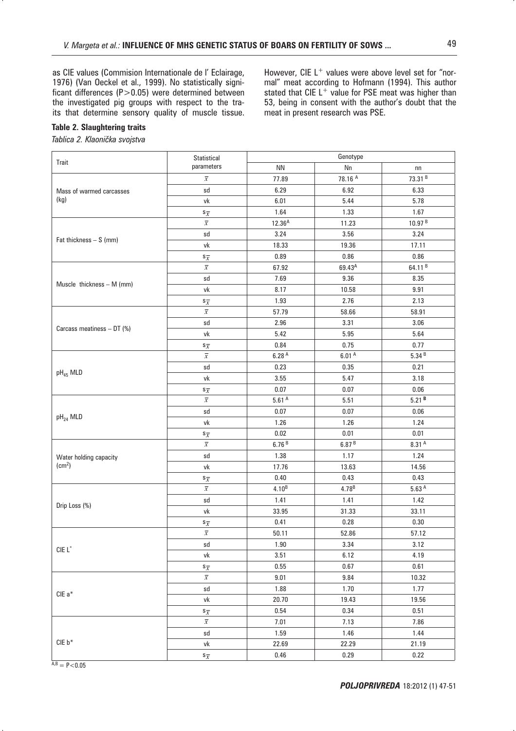as CIE values (Commision Internationale de l' Eclairage, 1976) (Van Oeckel et al., 1999). No statistically significant differences ($P>0.05$) were determined between the investigated pig groups with respect to the traits that determine sensory quality of muscle tissue. However, CIE $L^+$ values were above level set for "normal" meat according to Hofmann (1994). This author stated that CIE $L^+$ value for PSE meat was higher than 53, being in consent with the author's doubt that the meat in present research was PSE.

**Table 2. Slaughtering traits**

*Tablica 2. Klaonička svojstva*

| Trait | Statistical parameters | Genotype | | |
|---|---|---|---|---|
| | | NN | Nn | nn |
| Mass of warmed carcasses (kg) | $\bar{x}$ | 77.89 | 78.16 $^A$ | 73.31 $^B$ |
| | sd | 6.29 | 6.92 | 6.33 |
| | vk | 6.01 | 5.44 | 5.78 |
| | $s_{\bar{x}}$ | 1.64 | 1.33 | 1.67 |
| Fat thickness – S (mm) | $\bar{x}$ | 12.36$^A$ | 11.23 | 10.97 $^B$ |
| | sd | 3.24 | 3.56 | 3.24 |
| | vk | 18.33 | 19.36 | 17.11 |
| | $s_{\bar{x}}$ | 0.89 | 0.86 | 0.86 |
| Muscle thickness – M (mm) | $\bar{x}$ | 67.92 | 69.43$^A$ | 64.11 $^B$ |
| | sd | 7.69 | 9.36 | 8.35 |
| | vk | 8.17 | 10.58 | 9.91 |
| | $s_{\bar{x}}$ | 1.93 | 2.76 | 2.13 |
| Carcass meatiness – DT (%) | $\bar{x}$ | 57.79 | 58.66 | 58.91 |
| | sd | 2.96 | 3.31 | 3.06 |
| | vk | 5.42 | 5.95 | 5.64 |
| | $s_{\bar{x}}$ | 0.84 | 0.75 | 0.77 |
| $pH_{45}$ MLD | $\bar{x}$ | 6.28 $^A$ | 6.01 $^A$ | 5.34 $^B$ |
| | sd | 0.23 | 0.35 | 0.21 |
| | vk | 3.55 | 5.47 | 3.18 |
| | $s_{\bar{x}}$ | 0.07 | 0.07 | 0.06 |
| $pH_{24}$ MLD | $\bar{x}$ | 5.61 $^A$ | 5.51 | 5.21 $^B$ |
| | sd | 0.07 | 0.07 | 0.06 |
| | vk | 1.26 | 1.26 | 1.24 |
| | $s_{\bar{x}}$ | 0.02 | 0.01 | 0.01 |
| Water holding capacity ($cm^2$) | $\bar{x}$ | 6.76 $^B$ | 6.87 $^B$ | 8.31 $^A$ |
| | sd | 1.38 | 1.17 | 1.24 |
| | vk | 17.76 | 13.63 | 14.56 |
| | $s_{\bar{x}}$ | 0.40 | 0.43 | 0.43 |
| Drip Loss (%) | $\bar{x}$ | 4.10$^B$ | 4.78$^B$ | 5.63 $^A$ |
| | sd | 1.41 | 1.41 | 1.42 |
| | vk | 33.95 | 31.33 | 33.11 |
| | $s_{\bar{x}}$ | 0.41 | 0.28 | 0.30 |
| CIE $L^*$ | $\bar{x}$ | 50.11 | 52.86 | 57.12 |
| | sd | 1.90 | 3.34 | 3.12 |
| | vk | 3.51 | 6.12 | 4.19 |
| | $s_{\bar{x}}$ | 0.55 | 0.67 | 0.61 |
| CIE $a^*$ | $\bar{x}$ | 9.01 | 9.84 | 10.32 |
| | sd | 1.88 | 1.70 | 1.77 |
| | vk | 20.70 | 19.43 | 19.56 |
| | $s_{\bar{x}}$ | 0.54 | 0.34 | 0.51 |
| CIE $b^*$ | $\bar{x}$ | 7.01 | 7.13 | 7.86 |
| | sd | 1.59 | 1.46 | 1.44 |
| | vk | 22.69 | 22.29 | 21.19 |
| | $s_{\bar{x}}$ | 0.46 | 0.29 | 0.22 |

$^{A,B} = P<0.05$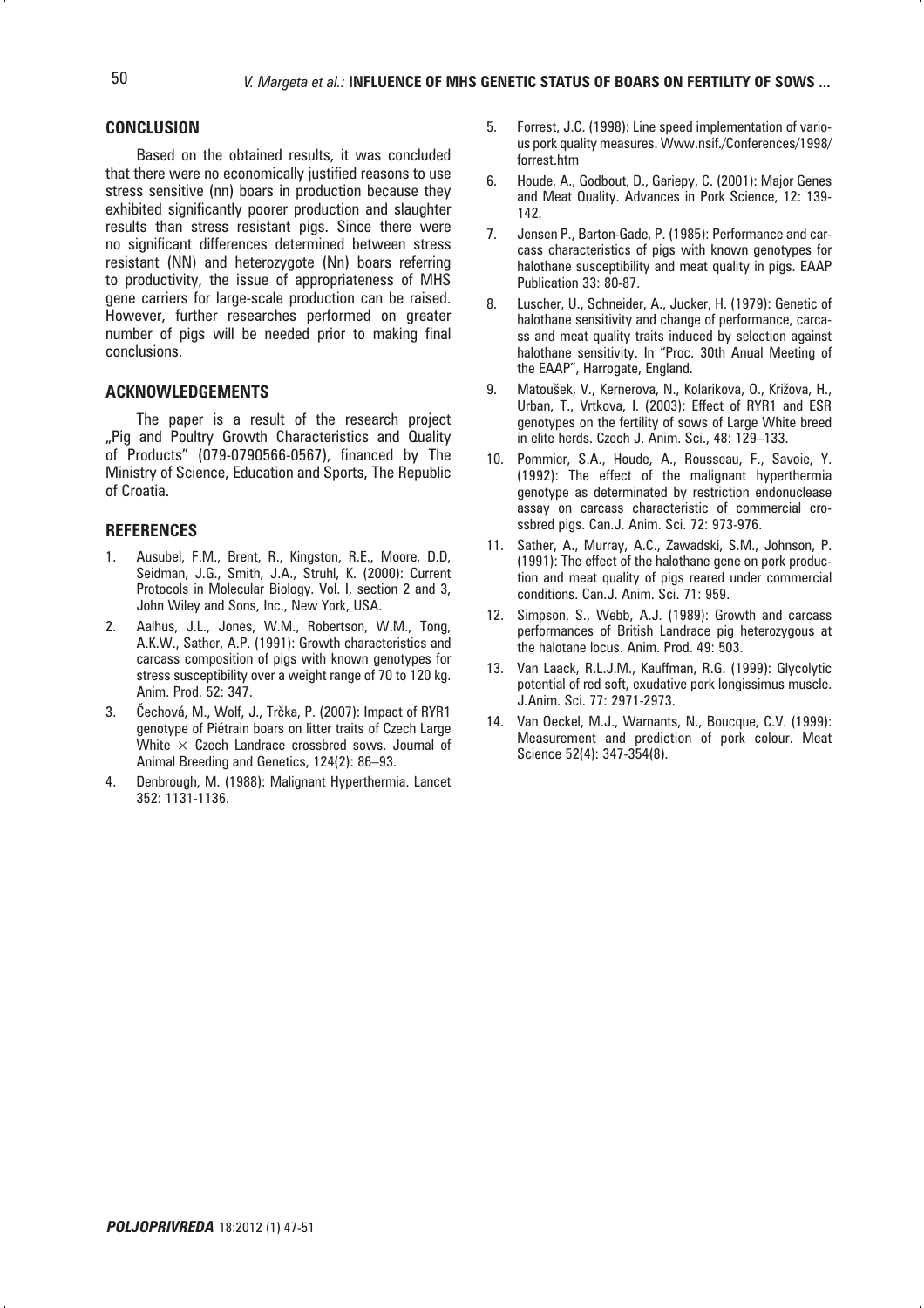## CONCLUSION

Based on the obtained results, it was concluded that there were no economically justified reasons to use stress sensitive (nn) boars in production because they exhibited significantly poorer production and slaughter results than stress resistant pigs. Since there were no significant differences determined between stress resistant (NN) and heterozygote (Nn) boars referring to productivity, the issue of appropriateness of MHS gene carriers for large-scale production can be raised. However, further researches performed on greater number of pigs will be needed prior to making final conclusions.

## ACKNOWLEDGEMENTS

The paper is a result of the research project „Pig and Poultry Growth Characteristics and Quality of Products" (079-0790566-0567), financed by The Ministry of Science, Education and Sports, The Republic of Croatia.

## REFERENCES

1. Ausubel, F.M., Brent, R., Kingston, R.E., Moore, D.D, Seidman, J.G., Smith, J.A., Struhl, K. (2000): Current Protocols in Molecular Biology. Vol. I, section 2 and 3, John Wiley and Sons, Inc., New York, USA.
2. Aalhus, J.L., Jones, W.M., Robertson, W.M., Tong, A.K.W., Sather, A.P. (1991): Growth characteristics and carcass composition of pigs with known genotypes for stress susceptibility over a weight range of 70 to 120 kg. Anim. Prod. 52: 347.
3. Čechová, M., Wolf, J., Trčka, P. (2007): Impact of RYR1 genotype of Piétrain boars on litter traits of Czech Large White × Czech Landrace crossbred sows. Journal of Animal Breeding and Genetics, 124(2): 86–93.
4. Denbrough, M. (1988): Malignant Hyperthermia. Lancet 352: 1131-1136.
5. Forrest, J.C. (1998): Line speed implementation of various pork quality measures. Www.nsif./Conferences/1998/forrest.htm
6. Houde, A., Godbout, D., Gariepy, C. (2001): Major Genes and Meat Quality. Advances in Pork Science, 12: 139-142.
7. Jensen P., Barton-Gade, P. (1985): Performance and carcass characteristics of pigs with known genotypes for halothane susceptibility and meat quality in pigs. EAAP Publication 33: 80-87.
8. Luscher, U., Schneider, A., Jucker, H. (1979): Genetic of halothane sensitivity and change of performance, carcass and meat quality traits induced by selection against halothane sensitivity. In "Proc. 30th Anual Meeting of the EAAP", Harrogate, England.
9. Matoušek, V., Kernerova, N., Kolarikova, O., Križova, H., Urban, T., Vrtkova, I. (2003): Effect of RYR1 and ESR genotypes on the fertility of sows of Large White breed in elite herds. Czech J. Anim. Sci., 48: 129–133.
10. Pommier, S.A., Houde, A., Rousseau, F., Savoie, Y. (1992): The effect of the malignant hyperthermia genotype as determinated by restriction endonuclease assay on carcass characteristic of commercial crossbred pigs. Can.J. Anim. Sci. 72: 973-976.
11. Sather, A., Murray, A.C., Zawadski, S.M., Johnson, P. (1991): The effect of the halothane gene on pork production and meat quality of pigs reared under commercial conditions. Can.J. Anim. Sci. 71: 959.
12. Simpson, S., Webb, A.J. (1989): Growth and carcass performances of British Landrace pig heterozygous at the halotane locus. Anim. Prod. 49: 503.
13. Van Laack, R.L.J.M., Kauffman, R.G. (1999): Glycolytic potential of red soft, exudative pork longissimus muscle. J.Anim. Sci. 77: 2971-2973.
14. Van Oeckel, M.J., Warnants, N., Boucque, C.V. (1999): Measurement and prediction of pork colour. Meat Science 52(4): 347-354(8).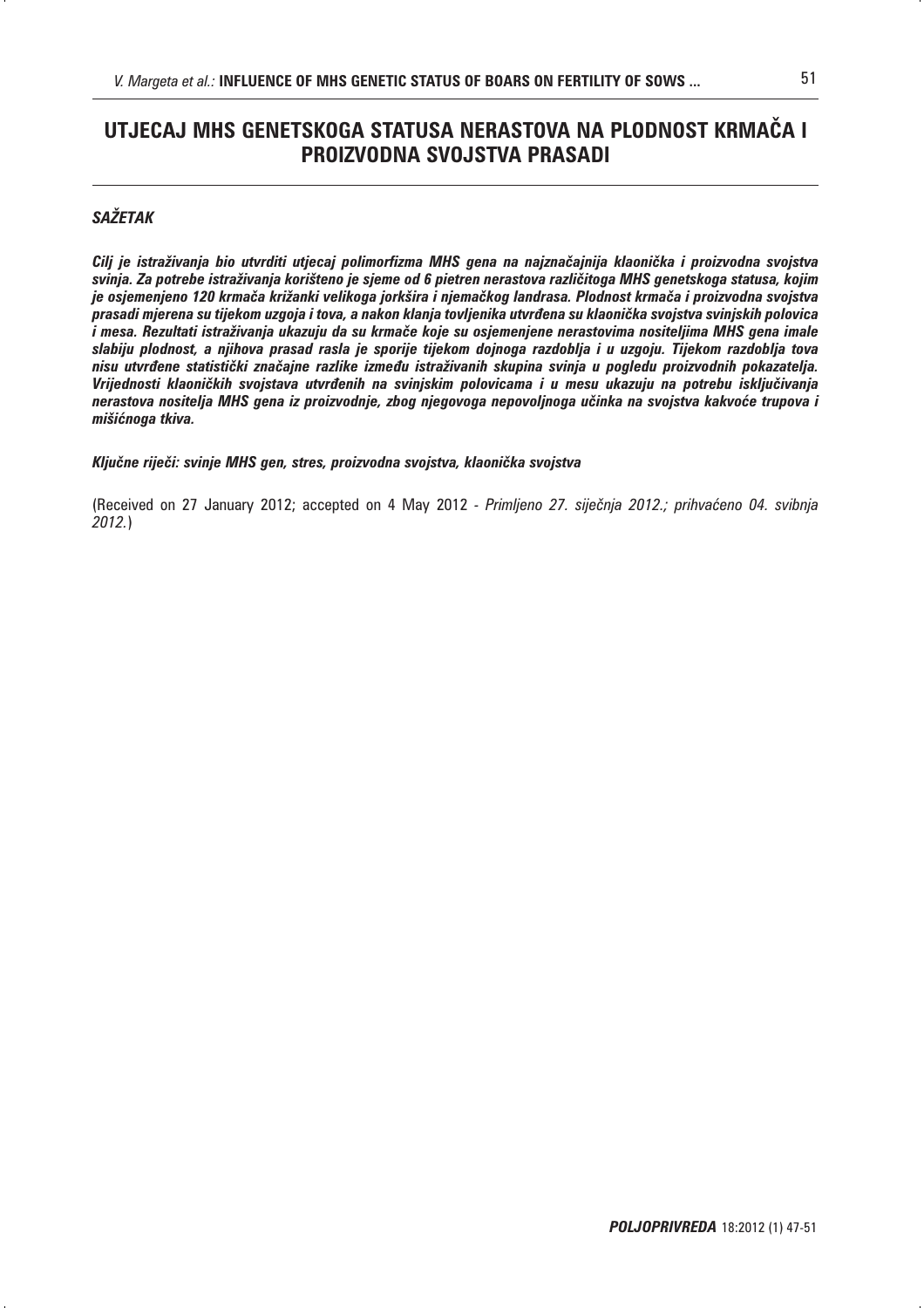# UTJECAJ MHS GENETSKOGA STATUSA NERASTOVA NA PLODNOST KRMAČA I PROIZVODNA SVOJSTVA PRASADI

## *SAŽETAK*

***Cilj je istraživanja bio utvrditi utjecaj polimorfizma MHS gena na najznačajnija klaonička i proizvodna svojstva svinja. Za potrebe istraživanja korišteno je sjeme od 6 pietren nerastova različitoga MHS genetskoga statusa, kojim je osjemenjeno 120 krmača križanki velikoga jorkšira i njemačkog landrasa. Plodnost krmača i proizvodna svojstva prasadi mjerena su tijekom uzgoja i tova, a nakon klanja tovljenika utvrđena su klaonička svojstva svinjskih polovica i mesa. Rezultati istraživanja ukazuju da su krmače koje su osjemenjene nerastovima nositeljima MHS gena imale slabiju plodnost, a njihova prasad rasla je sporije tijekom dojnoga razdoblja i u uzgoju. Tijekom razdoblja tova nisu utvrđene statistički značajne razlike između istraživanih skupina svinja u pogledu proizvodnih pokazatelja. Vrijednosti klaoničkih svojstava utvrđenih na svinjskim polovicama i u mesu ukazuju na potrebu isključivanja nerastova nositelja MHS gena iz proizvodnje, zbog njegovoga nepovoljnoga učinka na svojstva kakvoće trupova i mišićnoga tkiva.***

***Ključne riječi: svinje MHS gen, stres, proizvodna svojstva, klaonička svojstva***

(Received on 27 January 2012; accepted on 4 May 2012 - *Primljeno 27. siječnja 2012.; prihvaćeno 04. svibnja 2012.*)